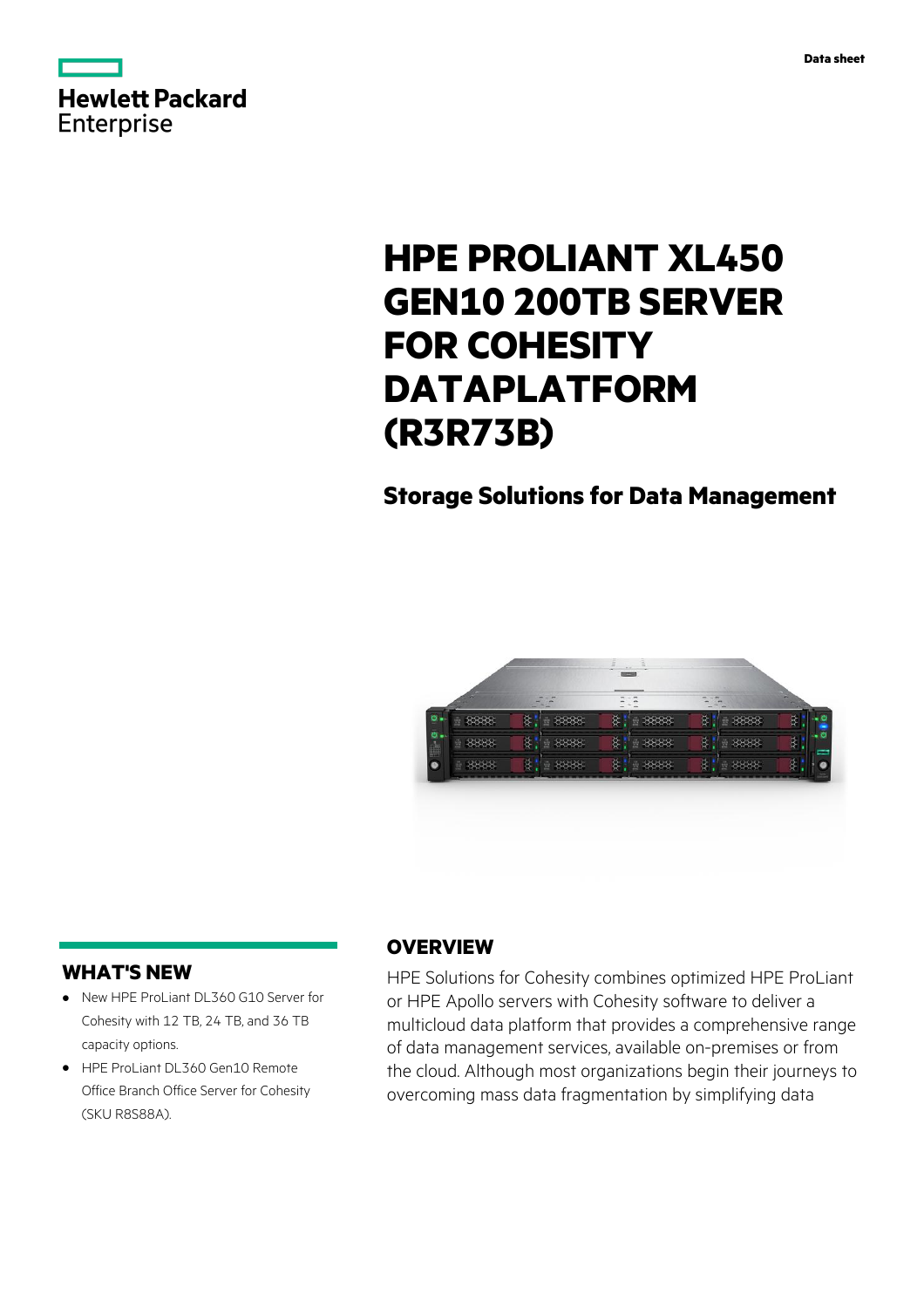Data sheet

# HPE PROLIANT XL450 GEN10 200TB SERVER FOR COHESITY DATAPLATFORM (R3R73B)

## Storage Solutions for Data Management

## WHAT'S NEW

- New HPE ProLiant DL360 G10 Server for Cohesity with 12 TB, 24 TB, and 36 TB capacity options.
- HPE ProLiant DL360 Gen10 Remote Office Branch Office Server for Cohesity (SKU R8S88A).

## OVERVIEW

HPE Solutions for Cohesity combines optimized HPE ProLiant or HPE Apollo servers with Cohesity software to deliver a multicloud data platform that provides a comprehensive range of data management services, available on-premises or from the cloud. Although most organizations begin their journeys to overcoming mass data fragmentation by simplifying data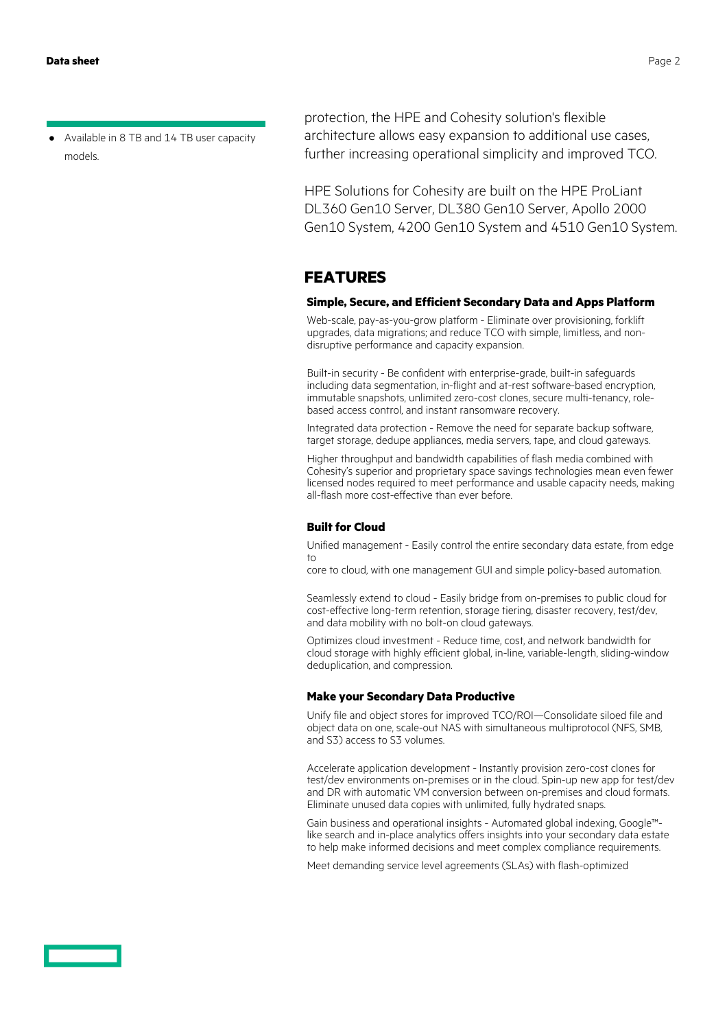- Available in 8 TB and 14 TB user capacity models.

protection, the HPE and Cohesity solution's flexible architecture allows easy expansion to additional use cases, further increasing operational simplicity and improved TCO.

HPE Solutions for Cohesity are built on the HPE ProLiant DL360 Gen10 Server, DL380 Gen10 Server, Apollo 2000 Gen10 System, 4200 Gen10 System and 4510 Gen10 System.

## FEATURES

### Simple, Secure, and Efficient Secondary Data and Apps Platform

Web-scale, pay-as-you-grow platform - Eliminate over provisioning, forklift upgrades, data migrations; and reduce TCO with simple, limitless, and non-disruptive performance and capacity expansion.

Built-in security - Be confident with enterprise-grade, built-in safeguards including data segmentation, in-flight and at-rest software-based encryption, immutable snapshots, unlimited zero-cost clones, secure multi-tenancy, role-based access control, and instant ransomware recovery.

Integrated data protection - Remove the need for separate backup software, target storage, dedupe appliances, media servers, tape, and cloud gateways.

Higher throughput and bandwidth capabilities of flash media combined with Cohesity's superior and proprietary space savings technologies mean even fewer licensed nodes required to meet performance and usable capacity needs, making all-flash more cost-effective than ever before.

### Built for Cloud

Unified management - Easily control the entire secondary data estate, from edge to
core to cloud, with one management GUI and simple policy-based automation.

Seamlessly extend to cloud - Easily bridge from on-premises to public cloud for cost-effective long-term retention, storage tiering, disaster recovery, test/dev, and data mobility with no bolt-on cloud gateways.

Optimizes cloud investment - Reduce time, cost, and network bandwidth for cloud storage with highly efficient global, in-line, variable-length, sliding-window deduplication, and compression.

### Make your Secondary Data Productive

Unify file and object stores for improved TCO/ROI—Consolidate siloed file and object data on one, scale-out NAS with simultaneous multiprotocol (NFS, SMB, and S3) access to S3 volumes.

Accelerate application development - Instantly provision zero-cost clones for test/dev environments on-premises or in the cloud. Spin-up new app for test/dev and DR with automatic VM conversion between on-premises and cloud formats. Eliminate unused data copies with unlimited, fully hydrated snaps.

Gain business and operational insights - Automated global indexing, Google™-like search and in-place analytics offers insights into your secondary data estate to help make informed decisions and meet complex compliance requirements.

Meet demanding service level agreements (SLAs) with flash-optimized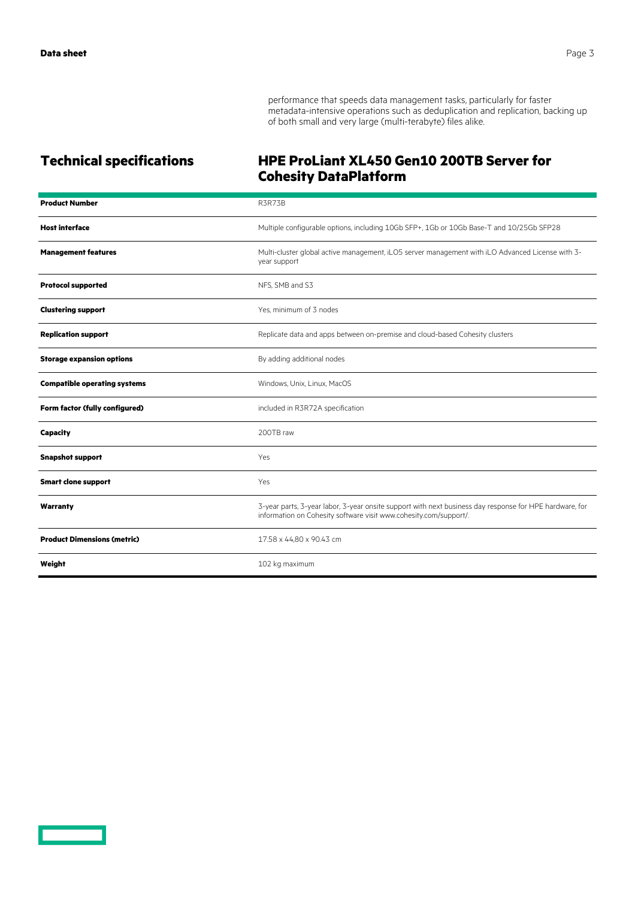performance that speeds data management tasks, particularly for faster metadata-intensive operations such as deduplication and replication, backing up of both small and very large (multi-terabyte) files alike.

## Technical specifications

## HPE ProLiant XL450 Gen10 200TB Server for Cohesity DataPlatform

| | |
|---|---|
| **Product Number** | R3R73B |
| **Host interface** | Multiple configurable options, including 10Gb SFP+, 1Gb or 10Gb Base-T and 10/25Gb SFP28 |
| **Management features** | Multi-cluster global active management, iLO5 server management with iLO Advanced License with 3-year support |
| **Protocol supported** | NFS, SMB and S3 |
| **Clustering support** | Yes, minimum of 3 nodes |
| **Replication support** | Replicate data and apps between on-premise and cloud-based Cohesity clusters |
| **Storage expansion options** | By adding additional nodes |
| **Compatible operating systems** | Windows, Unix, Linux, MacOS |
| **Form factor (fully configured)** | included in R3R72A specification |
| **Capacity** | 200TB raw |
| **Snapshot support** | Yes |
| **Smart clone support** | Yes |
| **Warranty** | 3-year parts, 3-year labor, 3-year onsite support with next business day response for HPE hardware, for information on Cohesity software visit www.cohesity.com/support/. |
| **Product Dimensions (metric)** | 17.58 x 44,80 x 90.43 cm |
| **Weight** | 102 kg maximum |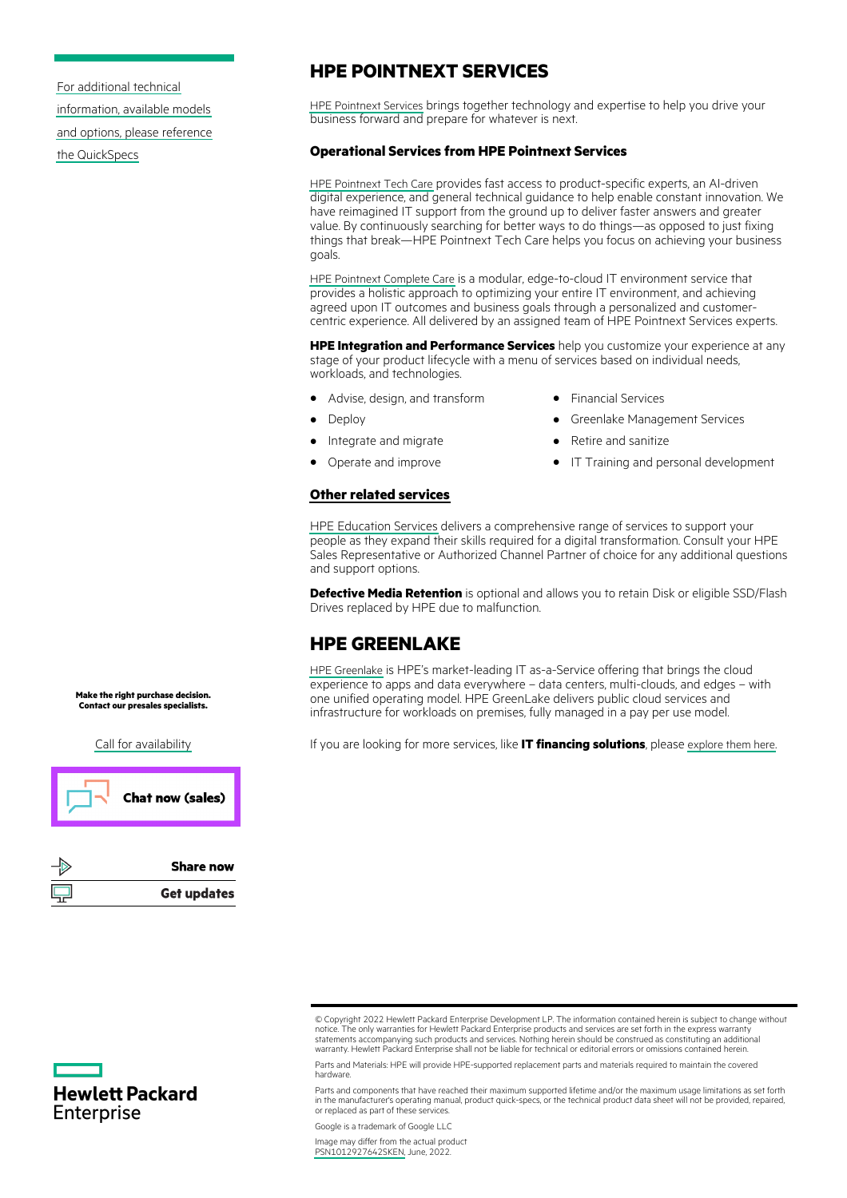For additional technical information, available models and options, please reference the QuickSpecs

# HPE POINTNEXT SERVICES

HPE Pointnext Services brings together technology and expertise to help you drive your business forward and prepare for whatever is next.

### Operational Services from HPE Pointnext Services

HPE Pointnext Tech Care provides fast access to product-specific experts, an AI-driven digital experience, and general technical guidance to help enable constant innovation. We have reimagined IT support from the ground up to deliver faster answers and greater value. By continuously searching for better ways to do things—as opposed to just fixing things that break—HPE Pointnext Tech Care helps you focus on achieving your business goals.

HPE Pointnext Complete Care is a modular, edge-to-cloud IT environment service that provides a holistic approach to optimizing your entire IT environment, and achieving agreed upon IT outcomes and business goals through a personalized and customer-centric experience. All delivered by an assigned team of HPE Pointnext Services experts.

**HPE Integration and Performance Services** help you customize your experience at any stage of your product lifecycle with a menu of services based on individual needs, workloads, and technologies.

- Advise, design, and transform
- Deploy
- Integrate and migrate
- Operate and improve
- Financial Services
- Greenlake Management Services
- Retire and sanitize
- IT Training and personal development

### Other related services

HPE Education Services delivers a comprehensive range of services to support your people as they expand their skills required for a digital transformation. Consult your HPE Sales Representative or Authorized Channel Partner of choice for any additional questions and support options.

**Defective Media Retention** is optional and allows you to retain Disk or eligible SSD/Flash Drives replaced by HPE due to malfunction.

# HPE GREENLAKE

HPE Greenlake is HPE's market-leading IT as-a-Service offering that brings the cloud experience to apps and data everywhere – data centers, multi-clouds, and edges – with one unified operating model. HPE GreenLake delivers public cloud services and infrastructure for workloads on premises, fully managed in a pay per use model.

If you are looking for more services, like **IT financing solutions**, please explore them here.

**Make the right purchase decision. Contact our presales specialists.**

Call for availability

Chat now (sales)

Share now

Get updates

© Copyright 2022 Hewlett Packard Enterprise Development LP. The information contained herein is subject to change without notice. The only warranties for Hewlett Packard Enterprise products and services are set forth in the express warranty statements accompanying such products and services. Nothing herein should be construed as constituting an additional warranty. Hewlett Packard Enterprise shall not be liable for technical or editorial errors or omissions contained herein.

Parts and Materials: HPE will provide HPE-supported replacement parts and materials required to maintain the covered hardware.

Parts and components that have reached their maximum supported lifetime and/or the maximum usage limitations as set forth in the manufacturer's operating manual, product quick-specs, or the technical product data sheet will not be provided, repaired, or replaced as part of these services.

Google is a trademark of Google LLC

Image may differ from the actual product

PSN1012927642SKEN, June, 2022.

**Hewlett Packard** Enterprise